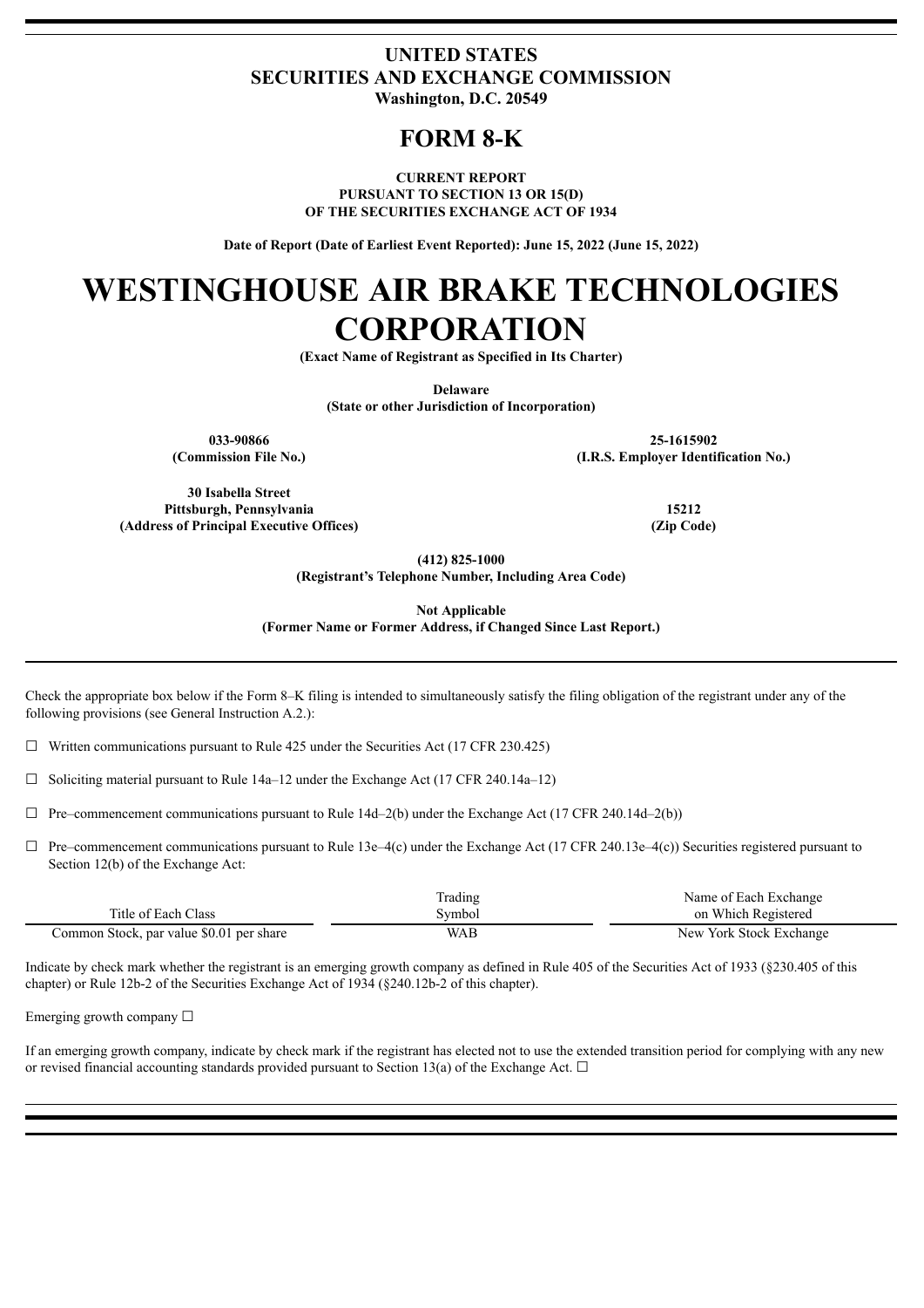**UNITED STATES**
**SECURITIES AND EXCHANGE COMMISSION**
**Washington, D.C. 20549**

# FORM 8-K

**CURRENT REPORT**
**PURSUANT TO SECTION 13 OR 15(D)**
**OF THE SECURITIES EXCHANGE ACT OF 1934**

**Date of Report (Date of Earliest Event Reported): June 15, 2022 (June 15, 2022)**

# WESTINGHOUSE AIR BRAKE TECHNOLOGIES CORPORATION

**(Exact Name of Registrant as Specified in Its Charter)**

**Delaware**
**(State or other Jurisdiction of Incorporation)**

| **033-90866** | **25-1615902** |
|---|---|
| **(Commission File No.)** | **(I.R.S. Employer Identification No.)** |

| **30 Isabella Street**<br>**Pittsburgh, Pennsylvania** | **15212** |
|---|---|
| **(Address of Principal Executive Offices)** | **(Zip Code)** |

**(412) 825-1000**
**(Registrant's Telephone Number, Including Area Code)**

**Not Applicable**
**(Former Name or Former Address, if Changed Since Last Report.)**

Check the appropriate box below if the Form 8–K filing is intended to simultaneously satisfy the filing obligation of the registrant under any of the following provisions (see General Instruction A.2.):

☐ Written communications pursuant to Rule 425 under the Securities Act (17 CFR 230.425)

☐ Soliciting material pursuant to Rule 14a–12 under the Exchange Act (17 CFR 240.14a–12)

☐ Pre–commencement communications pursuant to Rule 14d–2(b) under the Exchange Act (17 CFR 240.14d–2(b))

☐ Pre–commencement communications pursuant to Rule 13e–4(c) under the Exchange Act (17 CFR 240.13e–4(c)) Securities registered pursuant to Section 12(b) of the Exchange Act:

| Title of Each Class | Trading Symbol | Name of Each Exchange on Which Registered |
|---|---|---|
| Common Stock, par value $0.01 per share | WAB | New York Stock Exchange |

Indicate by check mark whether the registrant is an emerging growth company as defined in Rule 405 of the Securities Act of 1933 (§230.405 of this chapter) or Rule 12b-2 of the Securities Exchange Act of 1934 (§240.12b-2 of this chapter).

Emerging growth company ☐

If an emerging growth company, indicate by check mark if the registrant has elected not to use the extended transition period for complying with any new or revised financial accounting standards provided pursuant to Section 13(a) of the Exchange Act. ☐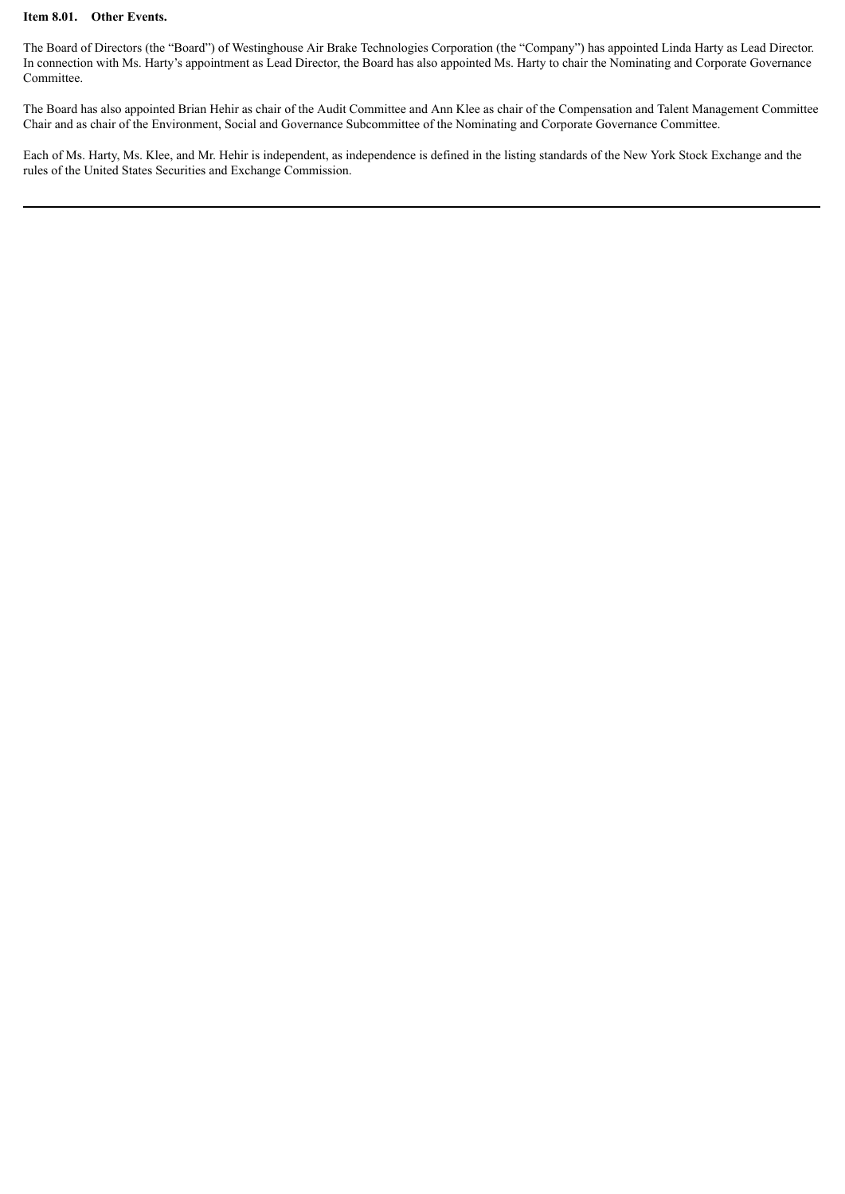**Item 8.01. Other Events.**

The Board of Directors (the "Board") of Westinghouse Air Brake Technologies Corporation (the "Company") has appointed Linda Harty as Lead Director. In connection with Ms. Harty's appointment as Lead Director, the Board has also appointed Ms. Harty to chair the Nominating and Corporate Governance Committee.

The Board has also appointed Brian Hehir as chair of the Audit Committee and Ann Klee as chair of the Compensation and Talent Management Committee Chair and as chair of the Environment, Social and Governance Subcommittee of the Nominating and Corporate Governance Committee.

Each of Ms. Harty, Ms. Klee, and Mr. Hehir is independent, as independence is defined in the listing standards of the New York Stock Exchange and the rules of the United States Securities and Exchange Commission.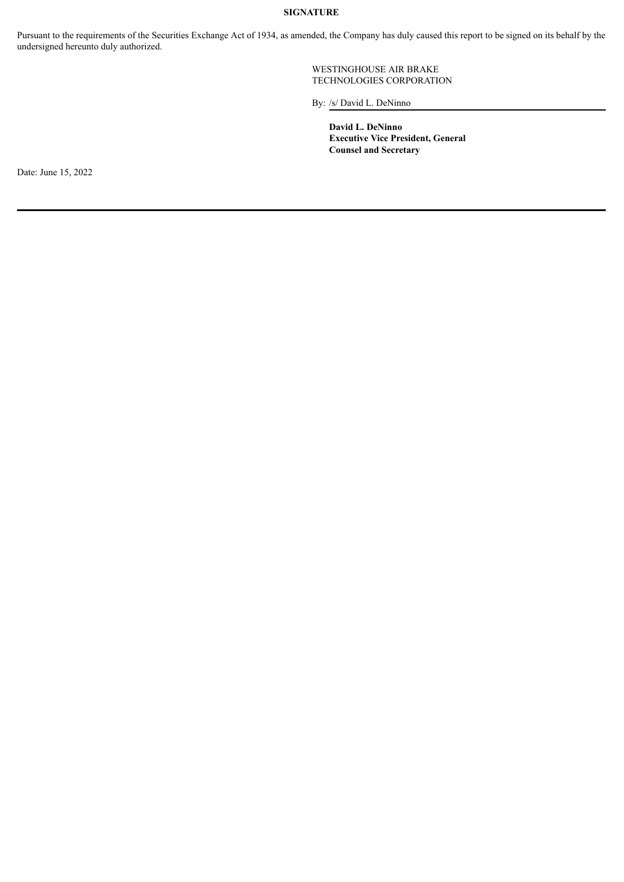**SIGNATURE**

Pursuant to the requirements of the Securities Exchange Act of 1934, as amended, the Company has duly caused this report to be signed on its behalf by the undersigned hereunto duly authorized.

WESTINGHOUSE AIR BRAKE TECHNOLOGIES CORPORATION

By: /s/ David L. DeNinno

**David L. DeNinno**
**Executive Vice President, General Counsel and Secretary**

Date: June 15, 2022